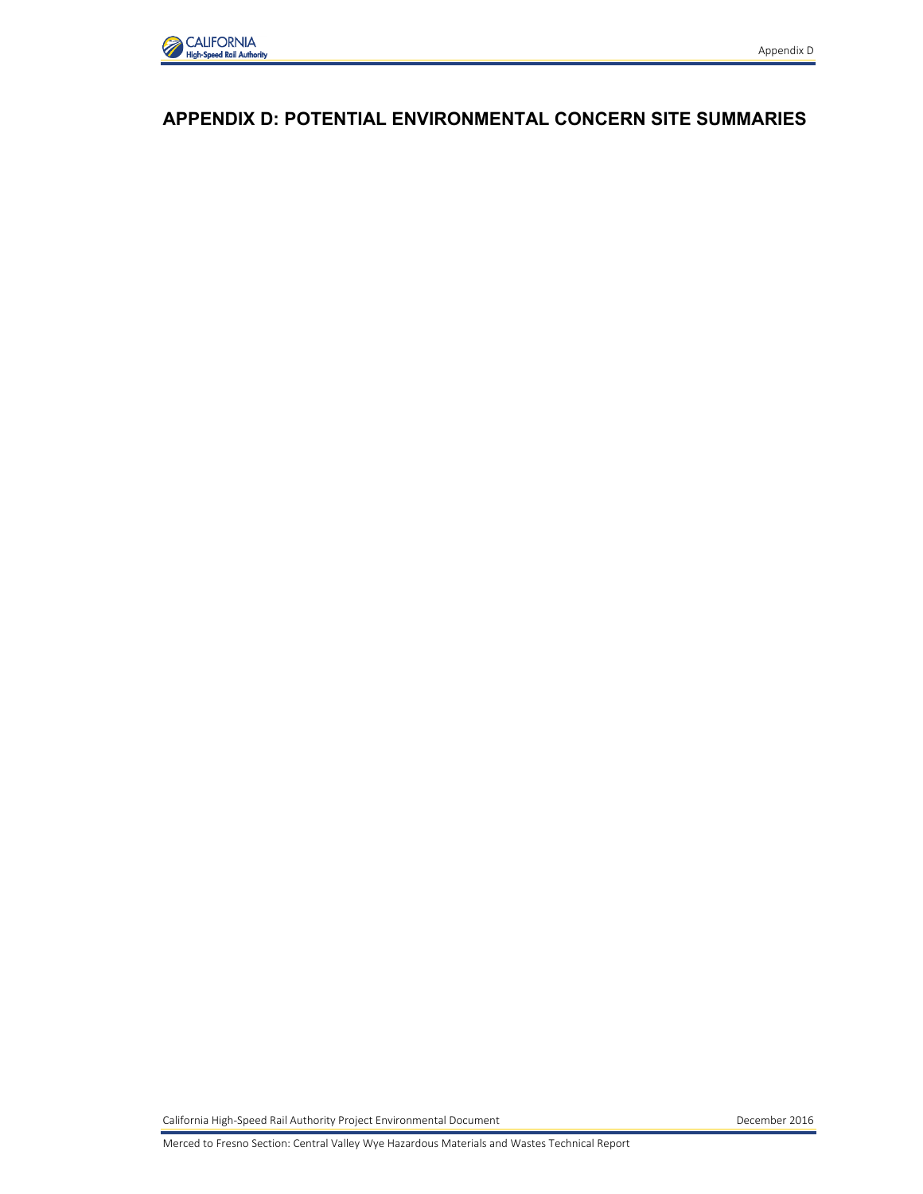# APPENDIX D: POTENTIAL ENVIRONMENTAL CONCERN SITE SUMMARIES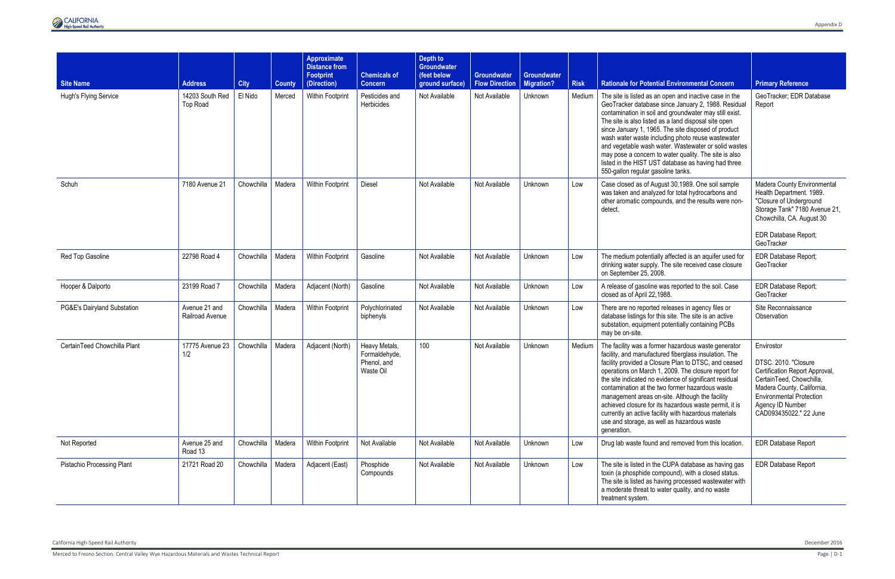| Site Name | Address | City | County | Approximate Distance from Footprint (Direction) | Chemicals of Concern | Depth to Groundwater (feet below ground surface) | Groundwater Flow Direction | Groundwater Migration? | Risk | Rationale for Potential Environmental Concern | Primary Reference |
|---|---|---|---|---|---|---|---|---|---|---|---|
| Hugh's Flying Service | 14203 South Red Top Road | El Nido | Merced | Within Footprint | Pesticides and Herbicides | Not Available | Not Available | Unknown | Medium | The site is listed as an open and inactive case in the GeoTracker database since January 2, 1988. Residual contamination in soil and groundwater may still exist. The site is also listed as a land disposal site open since January 1, 1965. The site disposed of product wash water waste including photo reuse wastewater and vegetable wash water. Wastewater or solid wastes may pose a concern to water quality. The site is also listed in the HIST UST database as having had three 550-gallon regular gasoline tanks. | GeoTracker; EDR Database Report |
| Schuh | 7180 Avenue 21 | Chowchilla | Madera | Within Footprint | Diesel | Not Available | Not Available | Unknown | Low | Case closed as of August 30,1989. One soil sample was taken and analyzed for total hydrocarbons and other aromatic compounds, and the results were non-detect. | Madera County Environmental Health Department. 1989. "Closure of Underground Storage Tank" 7180 Avenue 21, Chowchilla, CA. August 30<br><br>EDR Database Report; GeoTracker |
| Red Top Gasoline | 22798 Road 4 | Chowchilla | Madera | Within Footprint | Gasoline | Not Available | Not Available | Unknown | Low | The medium potentially affected is an aquifer used for drinking water supply. The site received case closure on September 25, 2008. | EDR Database Report; GeoTracker |
| Hooper & Dalporto | 23199 Road 7 | Chowchilla | Madera | Adjacent (North) | Gasoline | Not Available | Not Available | Unknown | Low | A release of gasoline was reported to the soil. Case closed as of April 22,1988. | EDR Database Report; GeoTracker |
| PG&E's Dairyland Substation | Avenue 21 and Railroad Avenue | Chowchilla | Madera | Within Footprint | Polychlorinated biphenyls | Not Available | Not Available | Unknown | Low | There are no reported releases in agency files or database listings for this site. The site is an active substation, equipment potentially containing PCBs may be on-site. | Site Reconnaissance Observation |
| CertainTeed Chowchilla Plant | 17775 Avenue 23 1/2 | Chowchilla | Madera | Adjacent (North) | Heavy Metals, Formaldehyde, Phenol, and Waste Oil | 100 | Not Available | Unknown | Medium | The facility was a former hazardous waste generator facility, and manufactured fiberglass insulation. The facility provided a Closure Plan to DTSC, and ceased operations on March 1, 2009. The closure report for the site indicated no evidence of significant residual contamination at the two former hazardous waste management areas on-site. Although the facility achieved closure for its hazardous waste permit, it is currently an active facility with hazardous materials use and storage, as well as hazardous waste generation. | Envirostor<br><br>DTSC. 2010. "Closure Certification Report Approval, CertainTeed, Chowchilla, Madera County, California, Environmental Protection Agency ID Number CAD093435022." 22 June |
| Not Reported | Avenue 25 and Road 13 | Chowchilla | Madera | Within Footprint | Not Available | Not Available | Not Available | Unknown | Low | Drug lab waste found and removed from this location. | EDR Database Report |
| Pistachio Processing Plant | 21721 Road 20 | Chowchilla | Madera | Adjacent (East) | Phosphide Compounds | Not Available | Not Available | Unknown | Low | The site is listed in the CUPA database as having gas toxin (a phosphide compound), with a closed status. The site is listed as having processed wastewater with a moderate threat to water quality, and no waste treatment system. | EDR Database Report |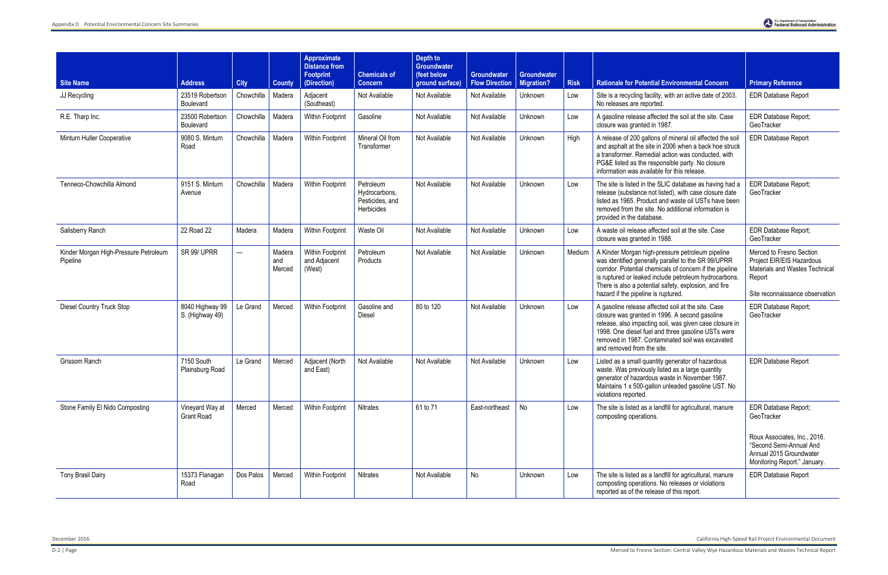| Site Name | Address | City | County | Approximate Distance from Footprint (Direction) | Chemicals of Concern | Depth to Groundwater (feet below ground surface) | Groundwater Flow Direction | Groundwater Migration? | Risk | Rationale for Potential Environmental Concern | Primary Reference |
|---|---|---|---|---|---|---|---|---|---|---|---|
| JJ Recycling | 23519 Robertson Boulevard | Chowchilla | Madera | Adjacent (Southeast) | Not Available | Not Available | Not Available | Unknown | Low | Site is a recycling facility, with an active date of 2003. No releases are reported. | EDR Database Report |
| R.E. Tharp Inc. | 23500 Robertson Boulevard | Chowchilla | Madera | Within Footprint | Gasoline | Not Available | Not Available | Unknown | Low | A gasoline release affected the soil at the site. Case closure was granted in 1987. | EDR Database Report; GeoTracker |
| Minturn Huller Cooperative | 9080 S. Minturn Road | Chowchilla | Madera | Within Footprint | Mineral Oil from Transformer | Not Available | Not Available | Unknown | High | A release of 200 gallons of mineral oil affected the soil and asphalt at the site in 2006 when a back hoe struck a transformer. Remedial action was conducted, with PG&E listed as the responsible party. No closure information was available for this release. | EDR Database Report |
| Tenneco-Chowchilla Almond | 9151 S. Minturn Avenue | Chowchilla | Madera | Within Footprint | Petroleum Hydrocarbons, Pesticides, and Herbicides | Not Available | Not Available | Unknown | Low | The site is listed in the SLIC database as having had a release (substance not listed), with case closure date listed as 1965. Product and waste oil USTs have been removed from the site. No additional information is provided in the database. | EDR Database Report; GeoTracker |
| Salisberry Ranch | 22 Road 22 | Madera | Madera | Within Footprint | Waste Oil | Not Available | Not Available | Unknown | Low | A waste oil release affected soil at the site. Case closure was granted in 1988. | EDR Database Report; GeoTracker |
| Kinder Morgan High-Pressure Petroleum Pipeline | SR 99/ UPRR | — | Madera and Merced | Within Footprint and Adjacent (West) | Petroleum Products | Not Available | Not Available | Unknown | Medium | A Kinder Morgan high-pressure petroleum pipeline was identified generally parallel to the SR 99/UPRR corridor. Potential chemicals of concern if the pipeline is ruptured or leaked include petroleum hydrocarbons. There is also a potential safety, explosion, and fire hazard if the pipeline is ruptured. | Merced to Fresno Section Project EIR/EIS Hazardous Materials and Wastes Technical Report<br><br>Site reconnaissance observation |
| Diesel Country Truck Stop | 8040 Highway 99 S. (Highway 49) | Le Grand | Merced | Within Footprint | Gasoline and Diesel | 80 to 120 | Not Available | Unknown | Low | A gasoline release affected soil at the site. Case closure was granted in 1996. A second gasoline release, also impacting soil, was given case closure in 1998. One diesel fuel and three gasoline USTs were removed in 1987. Contaminated soil was excavated and removed from the site. | EDR Database Report; GeoTracker |
| Grissom Ranch | 7150 South Plainsburg Road | Le Grand | Merced | Adjacent (North and East) | Not Available | Not Available | Not Available | Unknown | Low | Listed as a small quantity generator of hazardous waste. Was previously listed as a large quantity generator of hazardous waste in November 1987. Maintains 1 x 500-gallon unleaded gasoline UST. No violations reported. | EDR Database Report |
| Stone Family El Nido Composting | Vineyard Way at Grant Road | Merced | Merced | Within Footprint | Nitrates | 61 to 71 | East-northeast | No | Low | The site is listed as a landfill for agricultural, manure composting operations. | EDR Database Report; GeoTracker<br><br>Roux Associates, Inc., 2016. "Second Semi-Annual And Annual 2015 Groundwater Monitoring Report." January. |
| Tony Brasil Dairy | 15373 Flanagan Road | Dos Palos | Merced | Within Footprint | Nitrates | Not Available | No | Unknown | Low | The site is listed as a landfill for agricultural, manure composting operations. No releases or violations reported as of the release of this report. | EDR Database Report |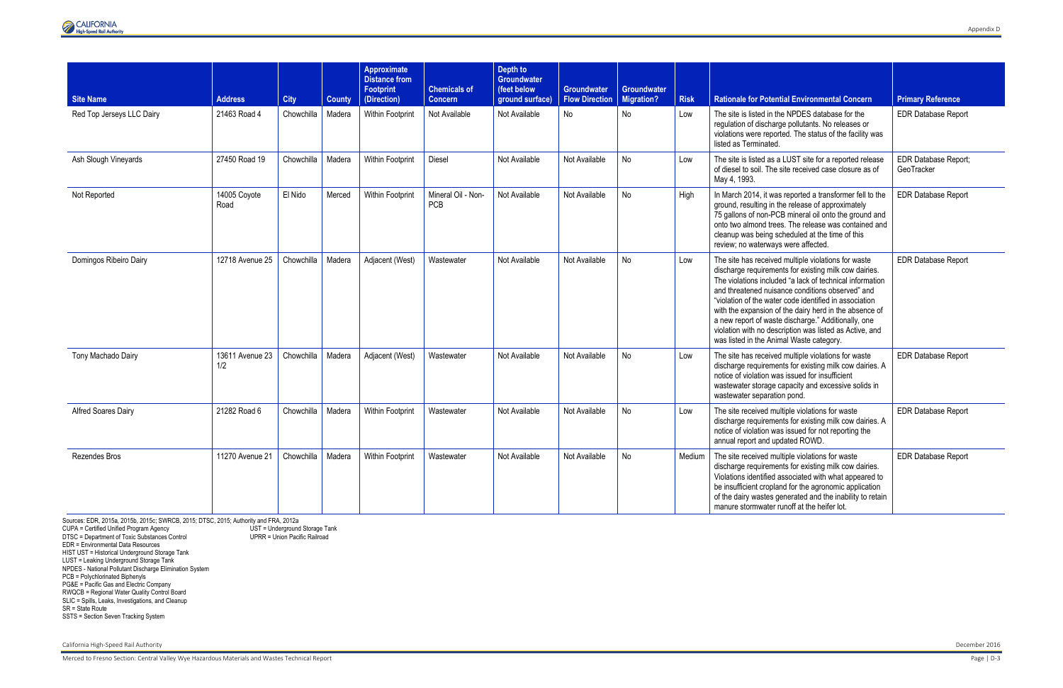| Site Name | Address | City | County | Approximate Distance from Footprint (Direction) | Chemicals of Concern | Depth to Groundwater (feet below ground surface) | Groundwater Flow Direction | Groundwater Migration? | Risk | Rationale for Potential Environmental Concern | Primary Reference |
|---|---|---|---|---|---|---|---|---|---|---|---|
| Red Top Jerseys LLC Dairy | 21463 Road 4 | Chowchilla | Madera | Within Footprint | Not Available | Not Available | No | No | Low | The site is listed in the NPDES database for the regulation of discharge pollutants. No releases or violations were reported. The status of the facility was listed as Terminated. | EDR Database Report |
| Ash Slough Vineyards | 27450 Road 19 | Chowchilla | Madera | Within Footprint | Diesel | Not Available | Not Available | No | Low | The site is listed as a LUST site for a reported release of diesel to soil. The site received case closure as of May 4, 1993. | EDR Database Report; GeoTracker |
| Not Reported | 14005 Coyote Road | El Nido | Merced | Within Footprint | Mineral Oil - Non-PCB | Not Available | Not Available | No | High | In March 2014, it was reported a transformer fell to the ground, resulting in the release of approximately 75 gallons of non-PCB mineral oil onto the ground and onto two almond trees. The release was contained and cleanup was being scheduled at the time of this review; no waterways were affected. | EDR Database Report |
| Domingos Ribeiro Dairy | 12718 Avenue 25 | Chowchilla | Madera | Adjacent (West) | Wastewater | Not Available | Not Available | No | Low | The site has received multiple violations for waste discharge requirements for existing milk cow dairies. The violations included "a lack of technical information and threatened nuisance conditions observed" and "violation of the water code identified in association with the expansion of the dairy herd in the absence of a new report of waste discharge." Additionally, one violation with no description was listed as Active, and was listed in the Animal Waste category. | EDR Database Report |
| Tony Machado Dairy | 13611 Avenue 23 1/2 | Chowchilla | Madera | Adjacent (West) | Wastewater | Not Available | Not Available | No | Low | The site has received multiple violations for waste discharge requirements for existing milk cow dairies. A notice of violation was issued for insufficient wastewater storage capacity and excessive solids in wastewater separation pond. | EDR Database Report |
| Alfred Soares Dairy | 21282 Road 6 | Chowchilla | Madera | Within Footprint | Wastewater | Not Available | Not Available | No | Low | The site received multiple violations for waste discharge requirements for existing milk cow dairies. A notice of violation was issued for not reporting the annual report and updated ROWD. | EDR Database Report |
| Rezendes Bros | 11270 Avenue 21 | Chowchilla | Madera | Within Footprint | Wastewater | Not Available | Not Available | No | Medium | The site received multiple violations for waste discharge requirements for existing milk cow dairies. Violations identified associated with what appeared to be insufficient cropland for the agronomic application of the dairy wastes generated and the inability to retain manure stormwater runoff at the heifer lot. | EDR Database Report |

Sources: EDR, 2015a, 2015b, 2015c; SWRCB, 2015; DTSC, 2015; Authority and FRA, 2012a

CUPA = Certified Unified Program Agency
DTSC = Department of Toxic Substances Control
EDR = Environmental Data Resources
HIST UST = Historical Underground Storage Tank
LUST = Leaking Underground Storage Tank
NPDES - National Pollutant Discharge Elimination System
PCB = Polychlorinated Biphenyls
PG&E = Pacific Gas and Electric Company
RWQCB = Regional Water Quality Control Board
SLIC = Spills, Leaks, Investigations, and Cleanup
SR = State Route
SSTS = Section Seven Tracking System
UST = Underground Storage Tank
UPRR = Union Pacific Railroad